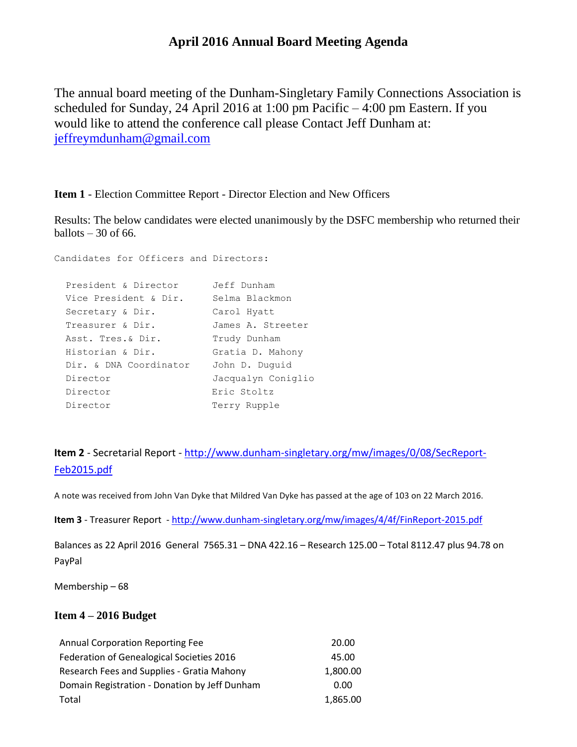# April 2016 Annual Board Meeting Agenda

The annual board meeting of the Dunham-Singletary Family Connections Association is scheduled for Sunday, 24 April 2016 at 1:00 pm Pacific – 4:00 pm Eastern. If you would like to attend the conference call please Contact Jeff Dunham at: jeffreymdunham@gmail.com

**Item 1** - Election Committee Report - Director Election and New Officers

Results: The below candidates were elected unanimously by the DSFC membership who returned their ballots – 30 of 66.

```
Candidates for Officers and Directors:

  President & Director      Jeff Dunham
  Vice President & Dir.     Selma Blackmon
  Secretary & Dir.          Carol Hyatt
  Treasurer & Dir.          James A. Streeter
  Asst. Tres.& Dir.         Trudy Dunham
  Historian & Dir.          Gratia D. Mahony
  Dir. & DNA Coordinator    John D. Duguid
  Director                  Jacqualyn Coniglio
  Director                  Eric Stoltz
  Director                  Terry Rupple
```

**Item 2** - Secretarial Report - http://www.dunham-singletary.org/mw/images/0/08/SecReport-Feb2015.pdf

A note was received from John Van Dyke that Mildred Van Dyke has passed at the age of 103 on 22 March 2016.

**Item 3** - Treasurer Report - http://www.dunham-singletary.org/mw/images/4/4f/FinReport-2015.pdf

Balances as 22 April 2016 General 7565.31 – DNA 422.16 – Research 125.00 – Total 8112.47 plus 94.78 on PayPal

Membership – 68

**Item 4 – 2016 Budget**

| | |
|---|---|
| Annual Corporation Reporting Fee | 20.00 |
| Federation of Genealogical Societies 2016 | 45.00 |
| Research Fees and Supplies - Gratia Mahony | 1,800.00 |
| Domain Registration - Donation by Jeff Dunham | 0.00 |
| Total | 1,865.00 |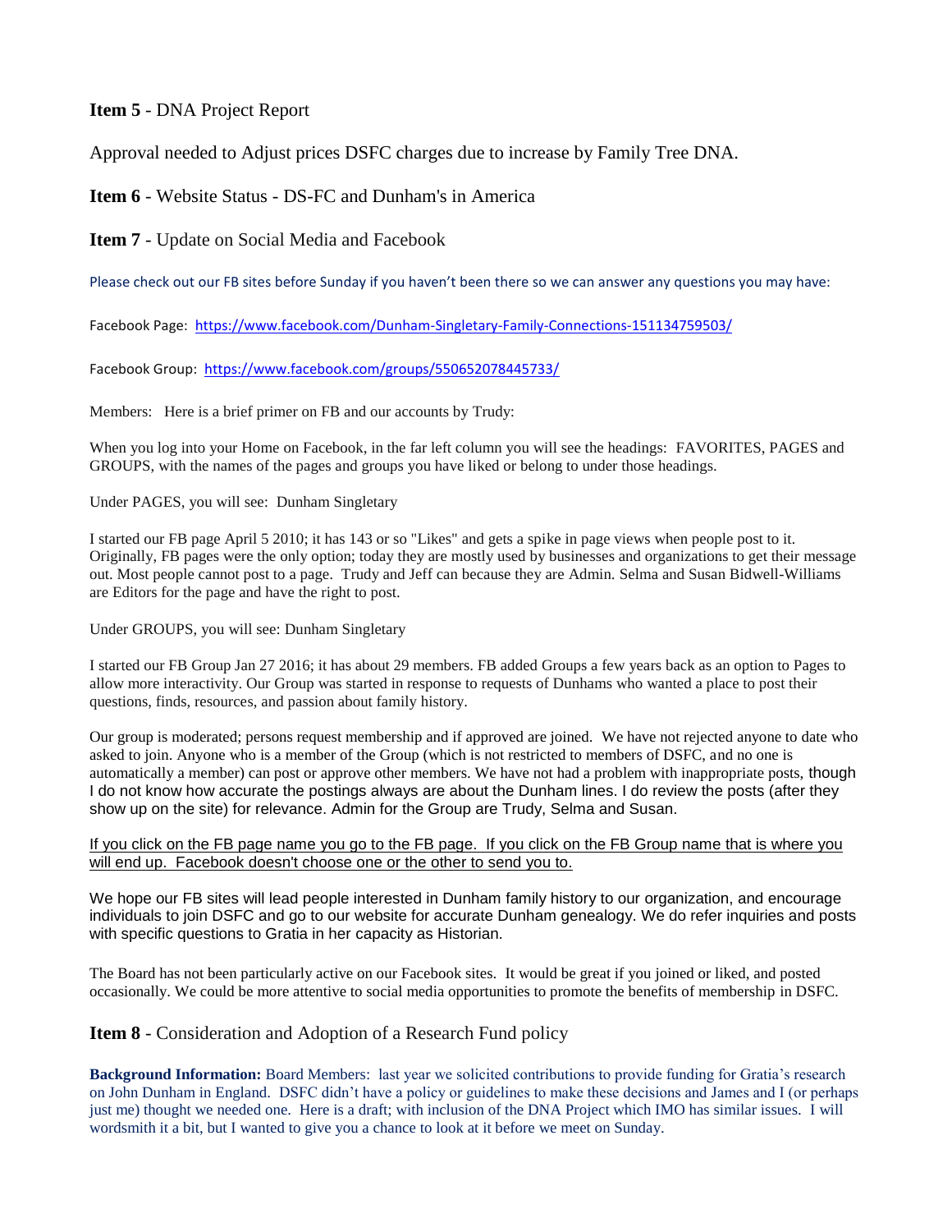**Item 5** - DNA Project Report

Approval needed to Adjust prices DSFC charges due to increase by Family Tree DNA.

**Item 6** - Website Status - DS-FC and Dunham's in America

**Item 7** - Update on Social Media and Facebook

Please check out our FB sites before Sunday if you haven't been there so we can answer any questions you may have:

Facebook Page: https://www.facebook.com/Dunham-Singletary-Family-Connections-151134759503/

Facebook Group: https://www.facebook.com/groups/550652078445733/

Members: Here is a brief primer on FB and our accounts by Trudy:

When you log into your Home on Facebook, in the far left column you will see the headings: FAVORITES, PAGES and GROUPS, with the names of the pages and groups you have liked or belong to under those headings.

Under PAGES, you will see: Dunham Singletary

I started our FB page April 5 2010; it has 143 or so "Likes" and gets a spike in page views when people post to it. Originally, FB pages were the only option; today they are mostly used by businesses and organizations to get their message out. Most people cannot post to a page. Trudy and Jeff can because they are Admin. Selma and Susan Bidwell-Williams are Editors for the page and have the right to post.

Under GROUPS, you will see: Dunham Singletary

I started our FB Group Jan 27 2016; it has about 29 members. FB added Groups a few years back as an option to Pages to allow more interactivity. Our Group was started in response to requests of Dunhams who wanted a place to post their questions, finds, resources, and passion about family history.

Our group is moderated; persons request membership and if approved are joined. We have not rejected anyone to date who asked to join. Anyone who is a member of the Group (which is not restricted to members of DSFC, and no one is automatically a member) can post or approve other members. We have not had a problem with inappropriate posts, though I do not know how accurate the postings always are about the Dunham lines. I do review the posts (after they show up on the site) for relevance. Admin for the Group are Trudy, Selma and Susan.

If you click on the FB page name you go to the FB page. If you click on the FB Group name that is where you will end up. Facebook doesn't choose one or the other to send you to.

We hope our FB sites will lead people interested in Dunham family history to our organization, and encourage individuals to join DSFC and go to our website for accurate Dunham genealogy. We do refer inquiries and posts with specific questions to Gratia in her capacity as Historian.

The Board has not been particularly active on our Facebook sites. It would be great if you joined or liked, and posted occasionally. We could be more attentive to social media opportunities to promote the benefits of membership in DSFC.

**Item 8** - Consideration and Adoption of a Research Fund policy

**Background Information:** Board Members: last year we solicited contributions to provide funding for Gratia's research on John Dunham in England. DSFC didn't have a policy or guidelines to make these decisions and James and I (or perhaps just me) thought we needed one. Here is a draft; with inclusion of the DNA Project which IMO has similar issues. I will wordsmith it a bit, but I wanted to give you a chance to look at it before we meet on Sunday.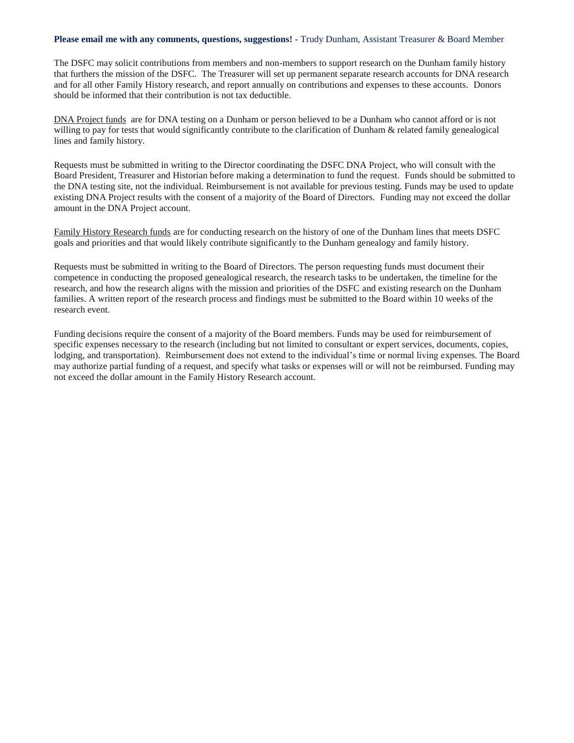**Please email me with any comments, questions, suggestions! -** Trudy Dunham, Assistant Treasurer & Board Member

The DSFC may solicit contributions from members and non-members to support research on the Dunham family history that furthers the mission of the DSFC. The Treasurer will set up permanent separate research accounts for DNA research and for all other Family History research, and report annually on contributions and expenses to these accounts. Donors should be informed that their contribution is not tax deductible.

<u>DNA Project funds</u> are for DNA testing on a Dunham or person believed to be a Dunham who cannot afford or is not willing to pay for tests that would significantly contribute to the clarification of Dunham & related family genealogical lines and family history.

Requests must be submitted in writing to the Director coordinating the DSFC DNA Project, who will consult with the Board President, Treasurer and Historian before making a determination to fund the request. Funds should be submitted to the DNA testing site, not the individual. Reimbursement is not available for previous testing. Funds may be used to update existing DNA Project results with the consent of a majority of the Board of Directors. Funding may not exceed the dollar amount in the DNA Project account.

<u>Family History Research funds</u> are for conducting research on the history of one of the Dunham lines that meets DSFC goals and priorities and that would likely contribute significantly to the Dunham genealogy and family history.

Requests must be submitted in writing to the Board of Directors. The person requesting funds must document their competence in conducting the proposed genealogical research, the research tasks to be undertaken, the timeline for the research, and how the research aligns with the mission and priorities of the DSFC and existing research on the Dunham families. A written report of the research process and findings must be submitted to the Board within 10 weeks of the research event.

Funding decisions require the consent of a majority of the Board members. Funds may be used for reimbursement of specific expenses necessary to the research (including but not limited to consultant or expert services, documents, copies, lodging, and transportation). Reimbursement does not extend to the individual's time or normal living expenses. The Board may authorize partial funding of a request, and specify what tasks or expenses will or will not be reimbursed. Funding may not exceed the dollar amount in the Family History Research account.